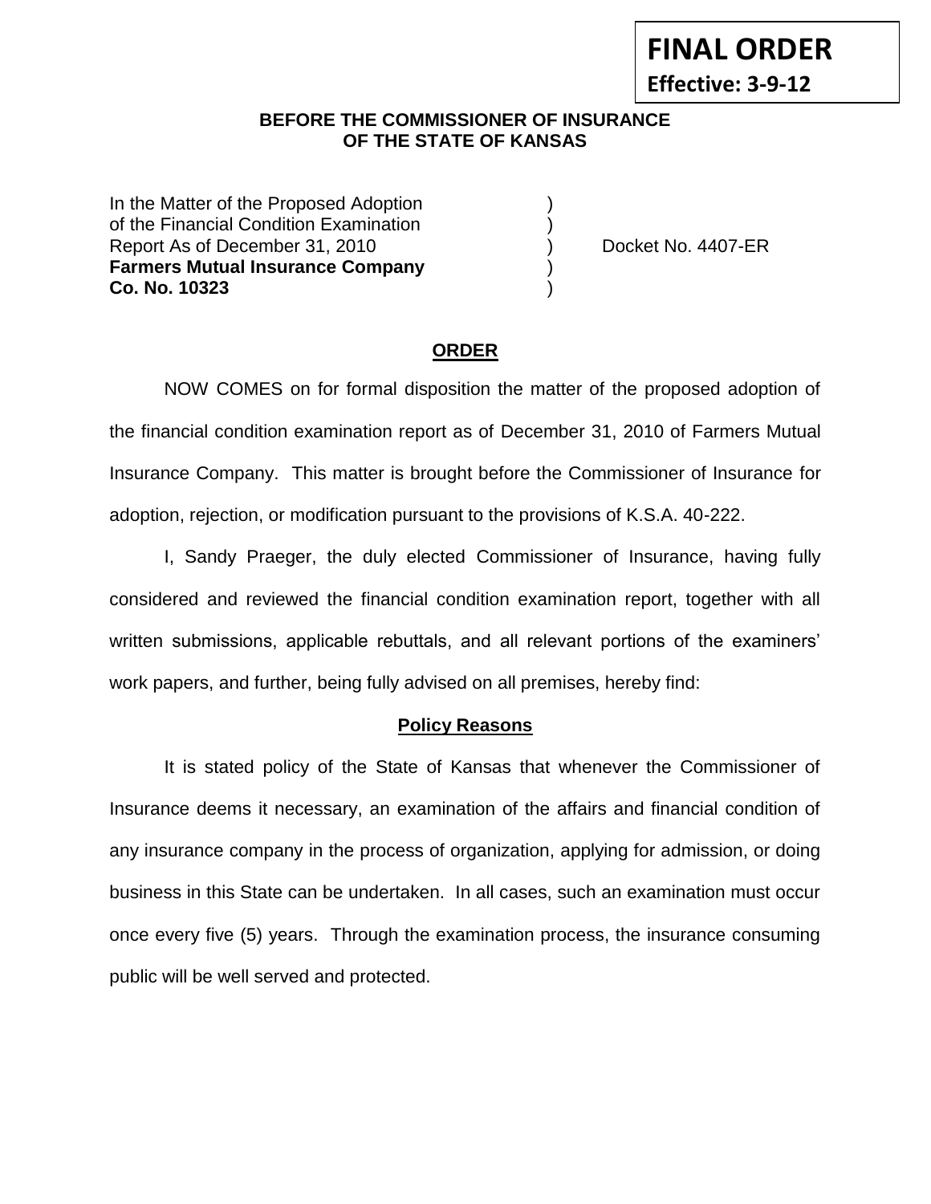**FINAL ORDER**
**Effective: 3-9-12**

**BEFORE THE COMMISSIONER OF INSURANCE**
**OF THE STATE OF KANSAS**

| | | |
|---|---|---|
| In the Matter of the Proposed Adoption | ) | |
| of the Financial Condition Examination | ) | |
| Report As of December 31, 2010 | ) | Docket No. 4407-ER |
| **Farmers Mutual Insurance Company** | ) | |
| **Co. No. 10323** | ) | |

## ORDER

NOW COMES on for formal disposition the matter of the proposed adoption of the financial condition examination report as of December 31, 2010 of Farmers Mutual Insurance Company. This matter is brought before the Commissioner of Insurance for adoption, rejection, or modification pursuant to the provisions of K.S.A. 40-222.

I, Sandy Praeger, the duly elected Commissioner of Insurance, having fully considered and reviewed the financial condition examination report, together with all written submissions, applicable rebuttals, and all relevant portions of the examiners' work papers, and further, being fully advised on all premises, hereby find:

### Policy Reasons

It is stated policy of the State of Kansas that whenever the Commissioner of Insurance deems it necessary, an examination of the affairs and financial condition of any insurance company in the process of organization, applying for admission, or doing business in this State can be undertaken. In all cases, such an examination must occur once every five (5) years. Through the examination process, the insurance consuming public will be well served and protected.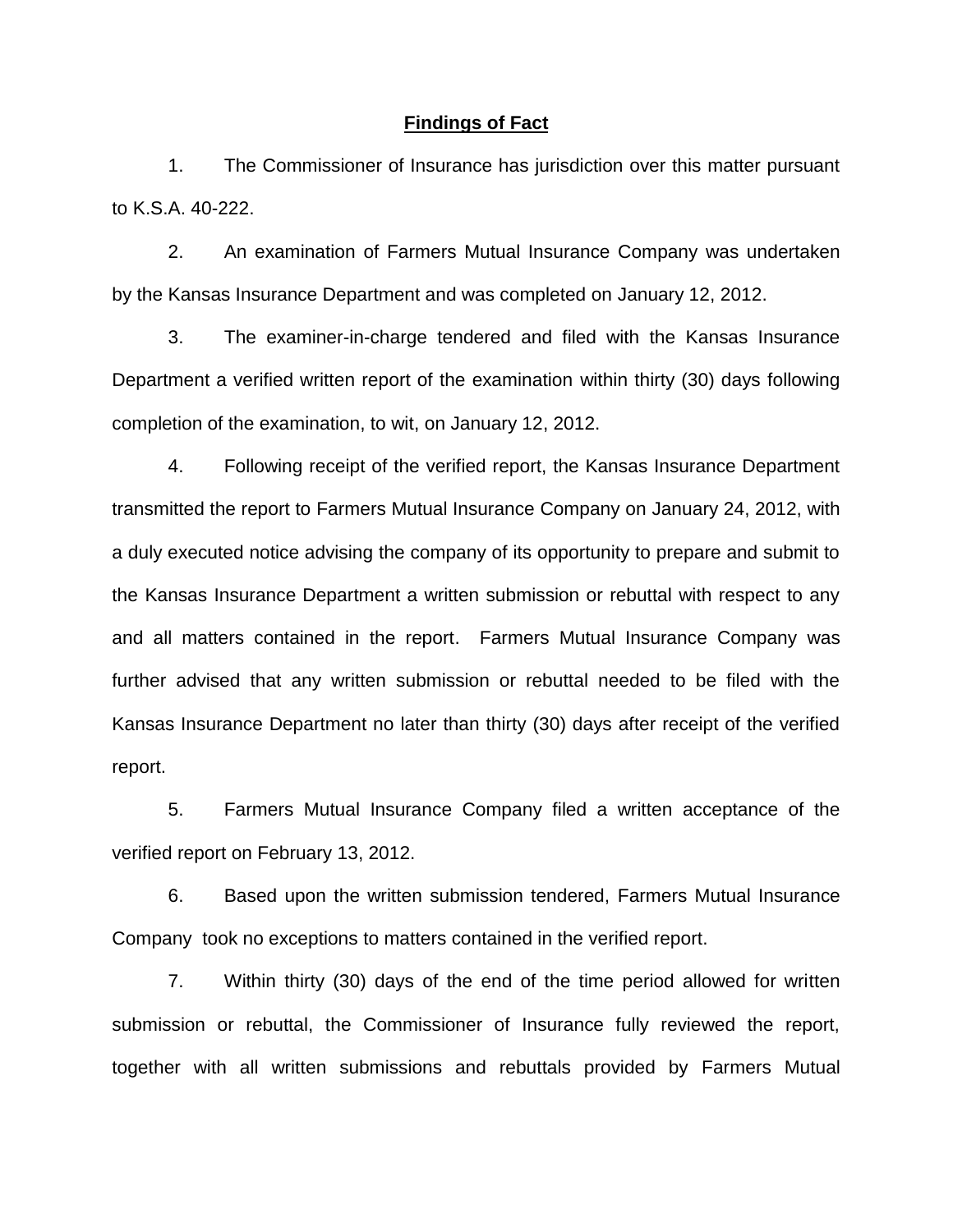## Findings of Fact

1. The Commissioner of Insurance has jurisdiction over this matter pursuant to K.S.A. 40-222.

2. An examination of Farmers Mutual Insurance Company was undertaken by the Kansas Insurance Department and was completed on January 12, 2012.

3. The examiner-in-charge tendered and filed with the Kansas Insurance Department a verified written report of the examination within thirty (30) days following completion of the examination, to wit, on January 12, 2012.

4. Following receipt of the verified report, the Kansas Insurance Department transmitted the report to Farmers Mutual Insurance Company on January 24, 2012, with a duly executed notice advising the company of its opportunity to prepare and submit to the Kansas Insurance Department a written submission or rebuttal with respect to any and all matters contained in the report. Farmers Mutual Insurance Company was further advised that any written submission or rebuttal needed to be filed with the Kansas Insurance Department no later than thirty (30) days after receipt of the verified report.

5. Farmers Mutual Insurance Company filed a written acceptance of the verified report on February 13, 2012.

6. Based upon the written submission tendered, Farmers Mutual Insurance Company took no exceptions to matters contained in the verified report.

7. Within thirty (30) days of the end of the time period allowed for written submission or rebuttal, the Commissioner of Insurance fully reviewed the report, together with all written submissions and rebuttals provided by Farmers Mutual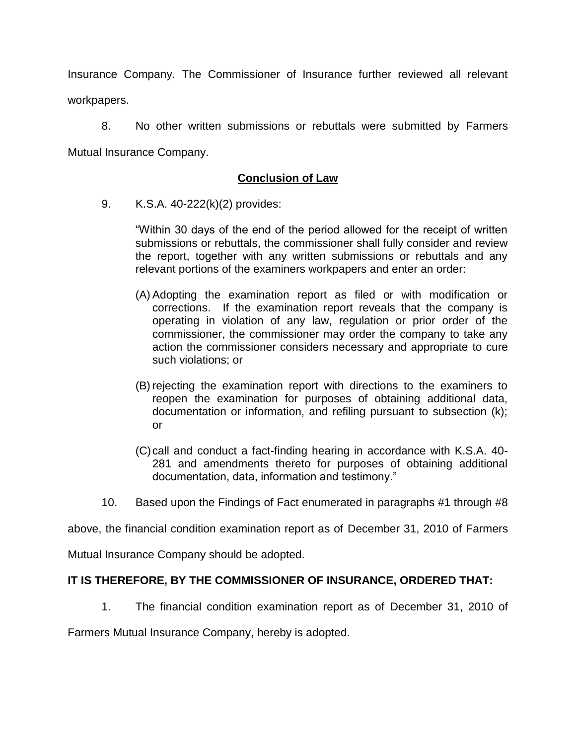Insurance Company. The Commissioner of Insurance further reviewed all relevant workpapers.

8. No other written submissions or rebuttals were submitted by Farmers Mutual Insurance Company.

## **Conclusion of Law**

9. K.S.A. 40-222(k)(2) provides:

> "Within 30 days of the end of the period allowed for the receipt of written submissions or rebuttals, the commissioner shall fully consider and review the report, together with any written submissions or rebuttals and any relevant portions of the examiners workpapers and enter an order:
>
> (A) Adopting the examination report as filed or with modification or corrections. If the examination report reveals that the company is operating in violation of any law, regulation or prior order of the commissioner, the commissioner may order the company to take any action the commissioner considers necessary and appropriate to cure such violations; or
>
> (B) rejecting the examination report with directions to the examiners to reopen the examination for purposes of obtaining additional data, documentation or information, and refiling pursuant to subsection (k); or
>
> (C) call and conduct a fact-finding hearing in accordance with K.S.A. 40-281 and amendments thereto for purposes of obtaining additional documentation, data, information and testimony."

10. Based upon the Findings of Fact enumerated in paragraphs #1 through #8 above, the financial condition examination report as of December 31, 2010 of Farmers Mutual Insurance Company should be adopted.

**IT IS THEREFORE, BY THE COMMISSIONER OF INSURANCE, ORDERED THAT:**

1. The financial condition examination report as of December 31, 2010 of Farmers Mutual Insurance Company, hereby is adopted.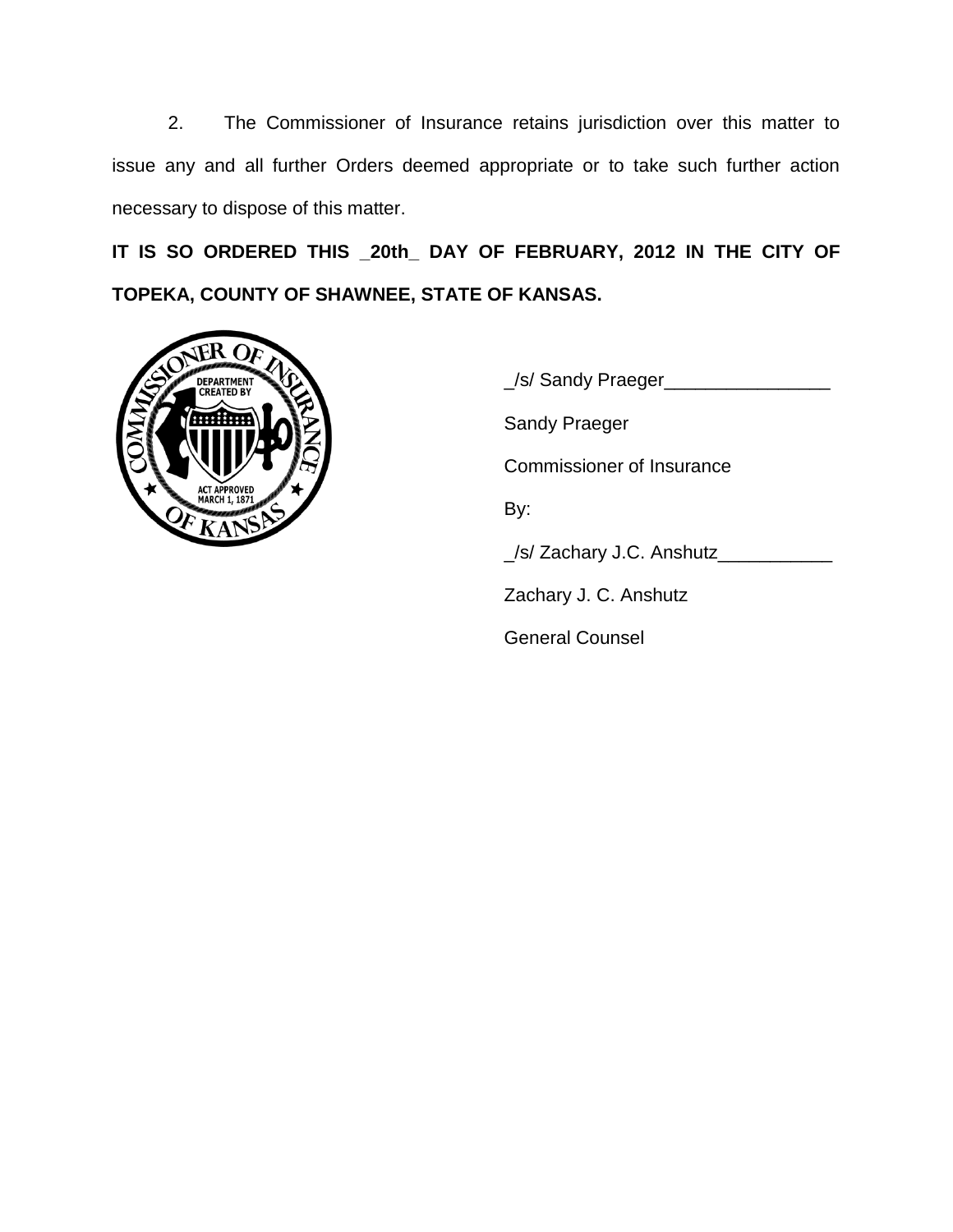2. The Commissioner of Insurance retains jurisdiction over this matter to issue any and all further Orders deemed appropriate or to take such further action necessary to dispose of this matter.

**IT IS SO ORDERED THIS _20th_ DAY OF FEBRUARY, 2012 IN THE CITY OF TOPEKA, COUNTY OF SHAWNEE, STATE OF KANSAS.**

_/s/ Sandy Praeger________________

Sandy Praeger

Commissioner of Insurance

By:

_/s/ Zachary J.C. Anshutz___________

Zachary J. C. Anshutz

General Counsel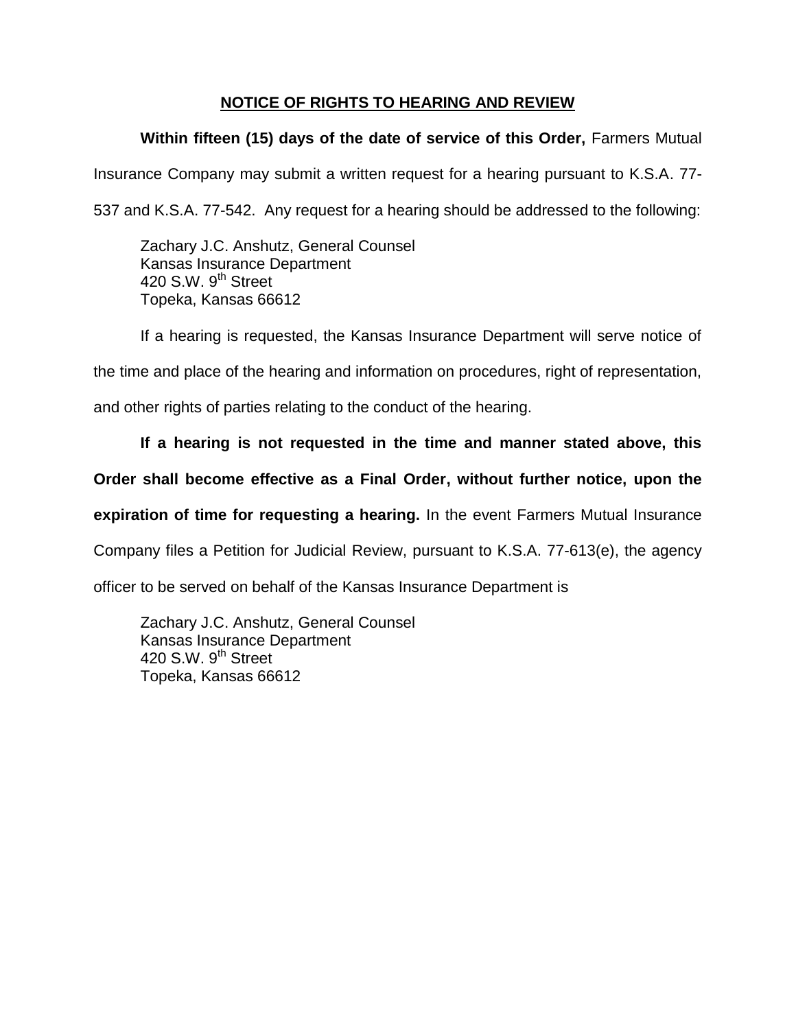## NOTICE OF RIGHTS TO HEARING AND REVIEW

**Within fifteen (15) days of the date of service of this Order,** Farmers Mutual Insurance Company may submit a written request for a hearing pursuant to K.S.A. 77-537 and K.S.A. 77-542. Any request for a hearing should be addressed to the following:

Zachary J.C. Anshutz, General Counsel
Kansas Insurance Department
420 S.W. 9th Street
Topeka, Kansas 66612

If a hearing is requested, the Kansas Insurance Department will serve notice of the time and place of the hearing and information on procedures, right of representation, and other rights of parties relating to the conduct of the hearing.

**If a hearing is not requested in the time and manner stated above, this Order shall become effective as a Final Order, without further notice, upon the expiration of time for requesting a hearing.** In the event Farmers Mutual Insurance Company files a Petition for Judicial Review, pursuant to K.S.A. 77-613(e), the agency officer to be served on behalf of the Kansas Insurance Department is

Zachary J.C. Anshutz, General Counsel
Kansas Insurance Department
420 S.W. 9th Street
Topeka, Kansas 66612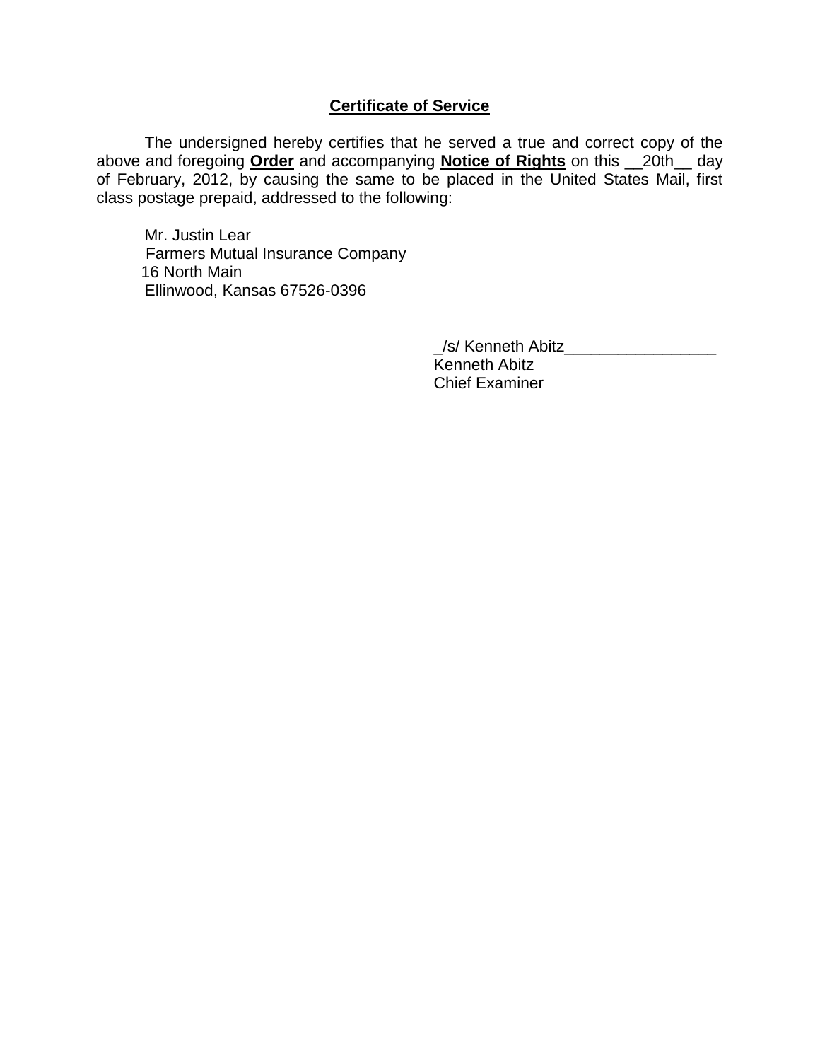## **Certificate of Service**

The undersigned hereby certifies that he served a true and correct copy of the above and foregoing **Order** and accompanying **Notice of Rights** on this __20th__ day of February, 2012, by causing the same to be placed in the United States Mail, first class postage prepaid, addressed to the following:

Mr. Justin Lear
Farmers Mutual Insurance Company
16 North Main
Ellinwood, Kansas 67526-0396

_/s/ Kenneth Abitz_________________
Kenneth Abitz
Chief Examiner